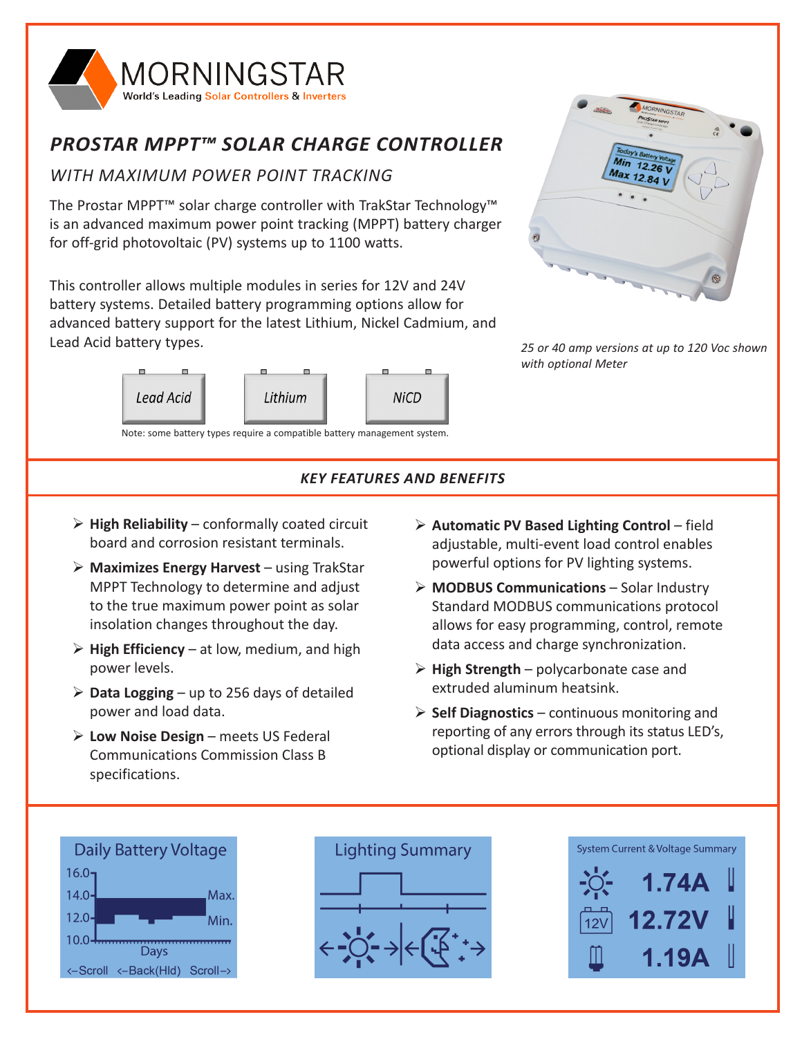# PROSTAR MPPT™ SOLAR CHARGE CONTROLLER

## WITH MAXIMUM POWER POINT TRACKING

The Prostar MPPT™ solar charge controller with TrakStar Technology™ is an advanced maximum power point tracking (MPPT) battery charger for off-grid photovoltaic (PV) systems up to 1100 watts.

This controller allows multiple modules in series for 12V and 24V battery systems. Detailed battery programming options allow for advanced battery support for the latest Lithium, Nickel Cadmium, and Lead Acid battery types.

Lead Acid | Lithium | NiCD

Note: some battery types require a compatible battery management system.

*25 or 40 amp versions at up to 120 Voc shown with optional Meter*

## KEY FEATURES AND BENEFITS

- **High Reliability** – conformally coated circuit board and corrosion resistant terminals.
- **Maximizes Energy Harvest** – using TrakStar MPPT Technology to determine and adjust to the true maximum power point as solar insolation changes throughout the day.
- **High Efficiency** – at low, medium, and high power levels.
- **Data Logging** – up to 256 days of detailed power and load data.
- **Low Noise Design** – meets US Federal Communications Commission Class B specifications.
- **Automatic PV Based Lighting Control** – field adjustable, multi-event load control enables powerful options for PV lighting systems.
- **MODBUS Communications** – Solar Industry Standard MODBUS communications protocol allows for easy programming, control, remote data access and charge synchronization.
- **High Strength** – polycarbonate case and extruded aluminum heatsink.
- **Self Diagnostics** – continuous monitoring and reporting of any errors through its status LED's, optional display or communication port.

Daily Battery Voltage

Lighting Summary

System Current & Voltage Summary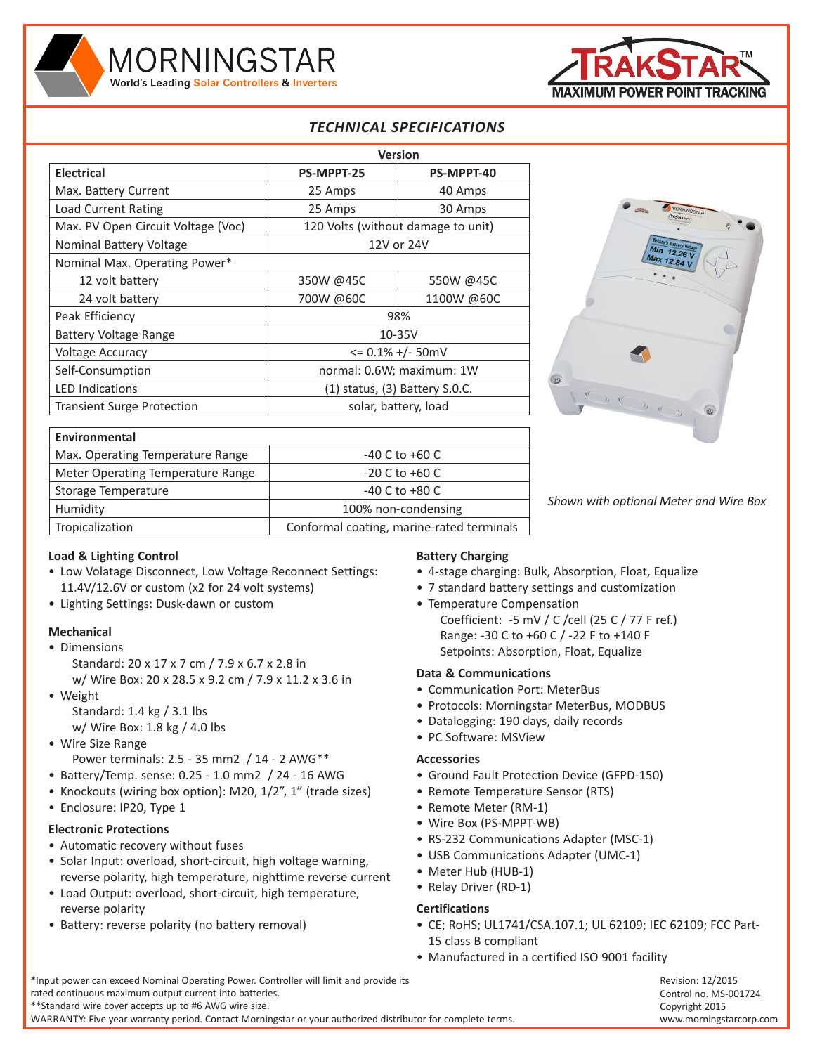MORNINGSTAR
World's Leading Solar Controllers & Inverters

TRAKSTAR™
MAXIMUM POWER POINT TRACKING

## *TECHNICAL SPECIFICATIONS*

| | Version | |
|---|---|---|
| **Electrical** | **PS-MPPT-25** | **PS-MPPT-40** |
| Max. Battery Current | 25 Amps | 40 Amps |
| Load Current Rating | 25 Amps | 30 Amps |
| Max. PV Open Circuit Voltage (Voc) | 120 Volts (without damage to unit) | |
| Nominal Battery Voltage | 12V or 24V | |
| Nominal Max. Operating Power* | | |
| 12 volt battery | 350W @45C | 550W @45C |
| 24 volt battery | 700W @60C | 1100W @60C |
| Peak Efficiency | 98% | |
| Battery Voltage Range | 10-35V | |
| Voltage Accuracy | <= 0.1% +/- 50mV | |
| Self-Consumption | normal: 0.6W; maximum: 1W | |
| LED Indications | (1) status, (3) Battery S.O.C. | |
| Transient Surge Protection | solar, battery, load | |

| **Environmental** | |
|---|---|
| Max. Operating Temperature Range | -40 C to +60 C |
| Meter Operating Temperature Range | -20 C to +60 C |
| Storage Temperature | -40 C to +80 C |
| Humidity | 100% non-condensing |
| Tropicalization | Conformal coating, marine-rated terminals |

*Shown with optional Meter and Wire Box*

### Load & Lighting Control

- Low Volatage Disconnect, Low Voltage Reconnect Settings: 11.4V/12.6V or custom (x2 for 24 volt systems)
- Lighting Settings: Dusk-dawn or custom

### Mechanical

- Dimensions
  - Standard: 20 x 17 x 7 cm / 7.9 x 6.7 x 2.8 in
  - w/ Wire Box: 20 x 28.5 x 9.2 cm / 7.9 x 11.2 x 3.6 in
- Weight
  - Standard: 1.4 kg / 3.1 lbs
  - w/ Wire Box: 1.8 kg / 4.0 lbs
- Wire Size Range
  - Power terminals: 2.5 - 35 mm2 / 14 - 2 AWG**
- Battery/Temp. sense: 0.25 - 1.0 mm2 / 24 - 16 AWG
- Knockouts (wiring box option): M20, 1/2", 1" (trade sizes)
- Enclosure: IP20, Type 1

### Electronic Protections

- Automatic recovery without fuses
- Solar Input: overload, short-circuit, high voltage warning, reverse polarity, high temperature, nighttime reverse current
- Load Output: overload, short-circuit, high temperature, reverse polarity
- Battery: reverse polarity (no battery removal)

### Battery Charging

- 4-stage charging: Bulk, Absorption, Float, Equalize
- 7 standard battery settings and customization
- Temperature Compensation
  - Coefficient: -5 mV / C /cell (25 C / 77 F ref.)
  - Range: -30 C to +60 C / -22 F to +140 F
  - Setpoints: Absorption, Float, Equalize

### Data & Communications

- Communication Port: MeterBus
- Protocols: Morningstar MeterBus, MODBUS
- Datalogging: 190 days, daily records
- PC Software: MSView

### Accessories

- Ground Fault Protection Device (GFPD-150)
- Remote Temperature Sensor (RTS)
- Remote Meter (RM-1)
- Wire Box (PS-MPPT-WB)
- RS-232 Communications Adapter (MSC-1)
- USB Communications Adapter (UMC-1)
- Meter Hub (HUB-1)
- Relay Driver (RD-1)

### Certifications

- CE; RoHS; UL1741/CSA.107.1; UL 62109; IEC 62109; FCC Part-15 class B compliant
- Manufactured in a certified ISO 9001 facility

*Input power can exceed Nominal Operating Power. Controller will limit and provide its rated continuous maximum output current into batteries.
**Standard wire cover accepts up to #6 AWG wire size.
WARRANTY: Five year warranty period. Contact Morningstar or your authorized distributor for complete terms.

Revision: 12/2015
Control no. MS-001724
Copyright 2015
www.morningstarcorp.com